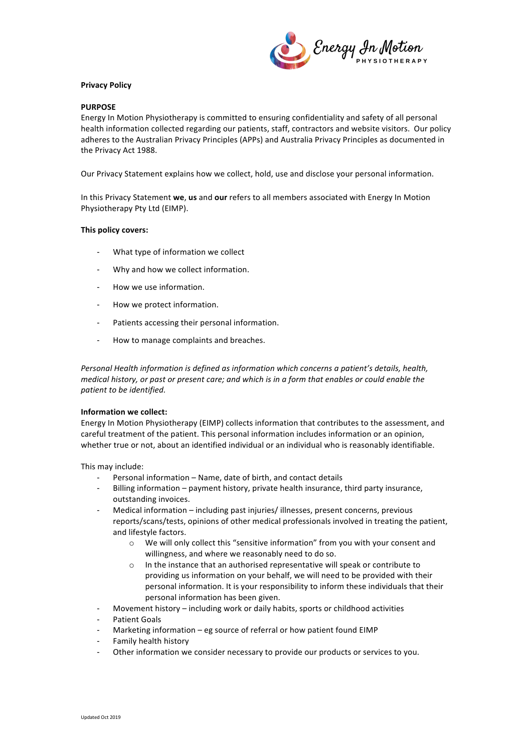**Privacy Policy**

**PURPOSE**

Energy In Motion Physiotherapy is committed to ensuring confidentiality and safety of all personal health information collected regarding our patients, staff, contractors and website visitors. Our policy adheres to the Australian Privacy Principles (APPs) and Australia Privacy Principles as documented in the Privacy Act 1988.

Our Privacy Statement explains how we collect, hold, use and disclose your personal information.

In this Privacy Statement **we**, **us** and **our** refers to all members associated with Energy In Motion Physiotherapy Pty Ltd (EIMP).

**This policy covers:**

- What type of information we collect
- Why and how we collect information.
- How we use information.
- How we protect information.
- Patients accessing their personal information.
- How to manage complaints and breaches.

*Personal Health information is defined as information which concerns a patient's details, health, medical history, or past or present care; and which is in a form that enables or could enable the patient to be identified.*

**Information we collect:**

Energy In Motion Physiotherapy (EIMP) collects information that contributes to the assessment, and careful treatment of the patient. This personal information includes information or an opinion, whether true or not, about an identified individual or an individual who is reasonably identifiable.

This may include:

- Personal information – Name, date of birth, and contact details
- Billing information – payment history, private health insurance, third party insurance, outstanding invoices.
- Medical information – including past injuries/ illnesses, present concerns, previous reports/scans/tests, opinions of other medical professionals involved in treating the patient, and lifestyle factors.
  - We will only collect this "sensitive information" from you with your consent and willingness, and where we reasonably need to do so.
  - In the instance that an authorised representative will speak or contribute to providing us information on your behalf, we will need to be provided with their personal information. It is your responsibility to inform these individuals that their personal information has been given.
- Movement history – including work or daily habits, sports or childhood activities
- Patient Goals
- Marketing information – eg source of referral or how patient found EIMP
- Family health history
- Other information we consider necessary to provide our products or services to you.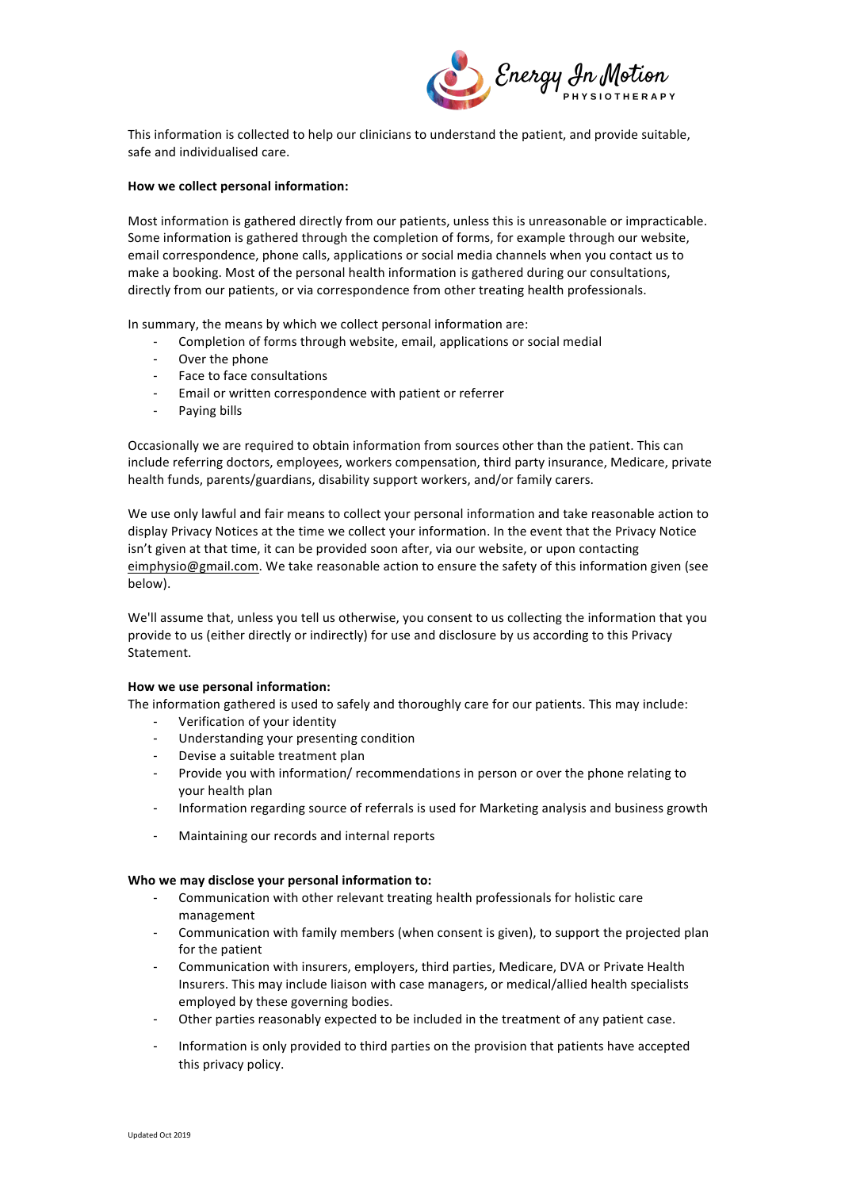This information is collected to help our clinicians to understand the patient, and provide suitable, safe and individualised care.

**How we collect personal information:**

Most information is gathered directly from our patients, unless this is unreasonable or impracticable. Some information is gathered through the completion of forms, for example through our website, email correspondence, phone calls, applications or social media channels when you contact us to make a booking. Most of the personal health information is gathered during our consultations, directly from our patients, or via correspondence from other treating health professionals.

In summary, the means by which we collect personal information are:

- Completion of forms through website, email, applications or social medial
- Over the phone
- Face to face consultations
- Email or written correspondence with patient or referrer
- Paying bills

Occasionally we are required to obtain information from sources other than the patient. This can include referring doctors, employees, workers compensation, third party insurance, Medicare, private health funds, parents/guardians, disability support workers, and/or family carers.

We use only lawful and fair means to collect your personal information and take reasonable action to display Privacy Notices at the time we collect your information. In the event that the Privacy Notice isn't given at that time, it can be provided soon after, via our website, or upon contacting eimphysio@gmail.com. We take reasonable action to ensure the safety of this information given (see below).

We'll assume that, unless you tell us otherwise, you consent to us collecting the information that you provide to us (either directly or indirectly) for use and disclosure by us according to this Privacy Statement.

**How we use personal information:**

The information gathered is used to safely and thoroughly care for our patients. This may include:

- Verification of your identity
- Understanding your presenting condition
- Devise a suitable treatment plan
- Provide you with information/ recommendations in person or over the phone relating to your health plan
- Information regarding source of referrals is used for Marketing analysis and business growth
- Maintaining our records and internal reports

**Who we may disclose your personal information to:**

- Communication with other relevant treating health professionals for holistic care management
- Communication with family members (when consent is given), to support the projected plan for the patient
- Communication with insurers, employers, third parties, Medicare, DVA or Private Health Insurers. This may include liaison with case managers, or medical/allied health specialists employed by these governing bodies.
- Other parties reasonably expected to be included in the treatment of any patient case.
- Information is only provided to third parties on the provision that patients have accepted this privacy policy.

Updated Oct 2019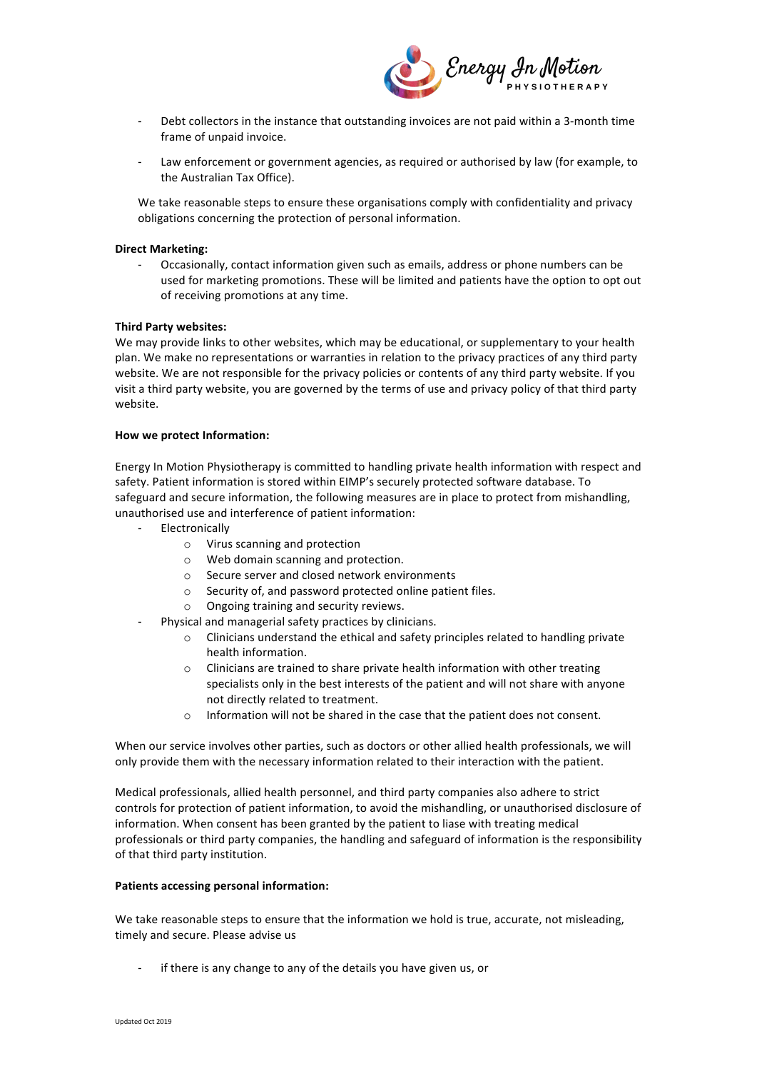- Debt collectors in the instance that outstanding invoices are not paid within a 3-month time frame of unpaid invoice.
- Law enforcement or government agencies, as required or authorised by law (for example, to the Australian Tax Office).

We take reasonable steps to ensure these organisations comply with confidentiality and privacy obligations concerning the protection of personal information.

**Direct Marketing:**

- Occasionally, contact information given such as emails, address or phone numbers can be used for marketing promotions. These will be limited and patients have the option to opt out of receiving promotions at any time.

**Third Party websites:**

We may provide links to other websites, which may be educational, or supplementary to your health plan. We make no representations or warranties in relation to the privacy practices of any third party website. We are not responsible for the privacy policies or contents of any third party website. If you visit a third party website, you are governed by the terms of use and privacy policy of that third party website.

**How we protect Information:**

Energy In Motion Physiotherapy is committed to handling private health information with respect and safety. Patient information is stored within EIMP's securely protected software database. To safeguard and secure information, the following measures are in place to protect from mishandling, unauthorised use and interference of patient information:

- Electronically
  - Virus scanning and protection
  - Web domain scanning and protection.
  - Secure server and closed network environments
  - Security of, and password protected online patient files.
  - Ongoing training and security reviews.
- Physical and managerial safety practices by clinicians.
  - Clinicians understand the ethical and safety principles related to handling private health information.
  - Clinicians are trained to share private health information with other treating specialists only in the best interests of the patient and will not share with anyone not directly related to treatment.
  - Information will not be shared in the case that the patient does not consent.

When our service involves other parties, such as doctors or other allied health professionals, we will only provide them with the necessary information related to their interaction with the patient.

Medical professionals, allied health personnel, and third party companies also adhere to strict controls for protection of patient information, to avoid the mishandling, or unauthorised disclosure of information. When consent has been granted by the patient to liase with treating medical professionals or third party companies, the handling and safeguard of information is the responsibility of that third party institution.

**Patients accessing personal information:**

We take reasonable steps to ensure that the information we hold is true, accurate, not misleading, timely and secure. Please advise us

- if there is any change to any of the details you have given us, or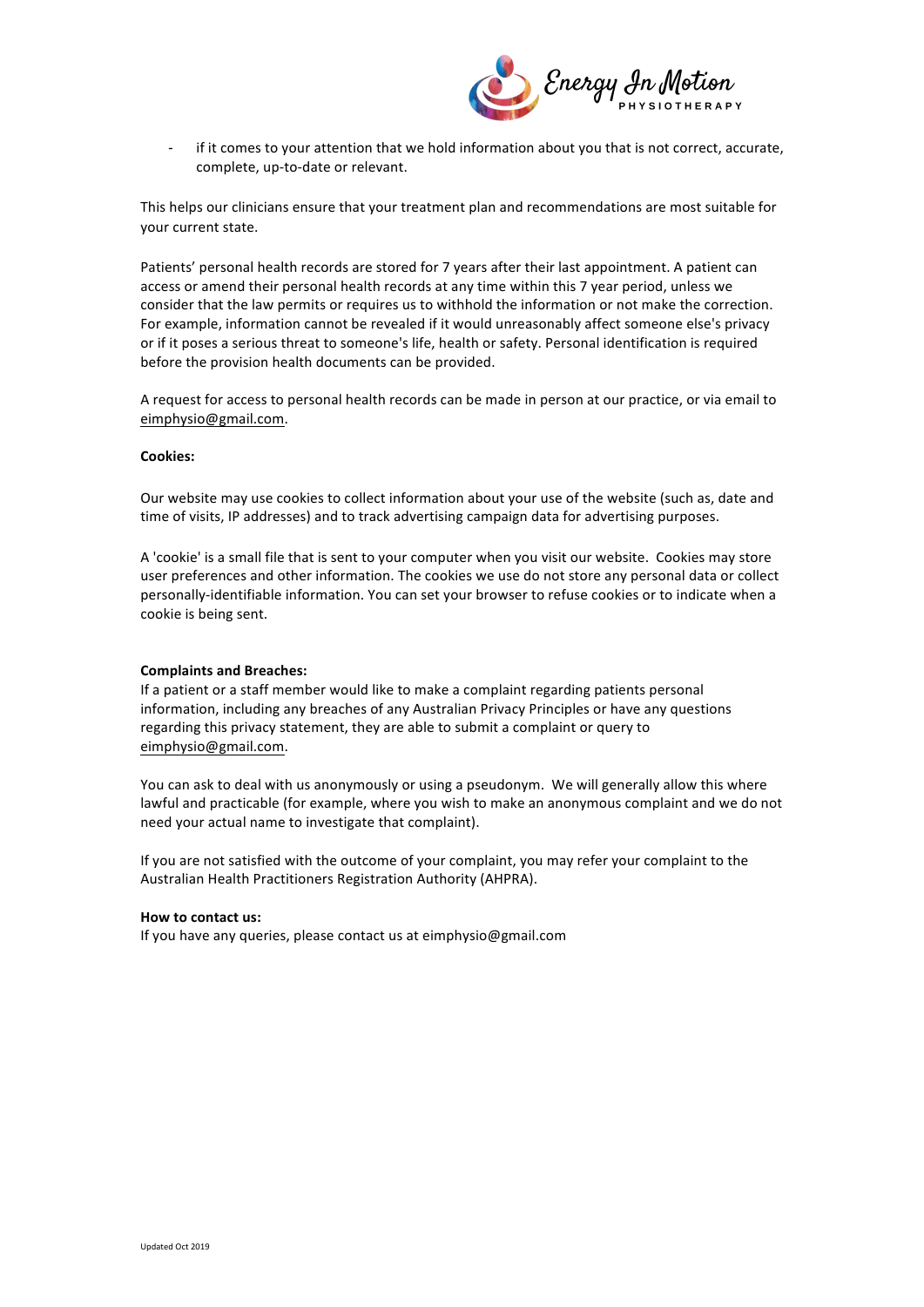- if it comes to your attention that we hold information about you that is not correct, accurate, complete, up-to-date or relevant.

This helps our clinicians ensure that your treatment plan and recommendations are most suitable for your current state.

Patients' personal health records are stored for 7 years after their last appointment. A patient can access or amend their personal health records at any time within this 7 year period, unless we consider that the law permits or requires us to withhold the information or not make the correction. For example, information cannot be revealed if it would unreasonably affect someone else's privacy or if it poses a serious threat to someone's life, health or safety. Personal identification is required before the provision health documents can be provided.

A request for access to personal health records can be made in person at our practice, or via email to eimphysio@gmail.com.

**Cookies:**

Our website may use cookies to collect information about your use of the website (such as, date and time of visits, IP addresses) and to track advertising campaign data for advertising purposes.

A 'cookie' is a small file that is sent to your computer when you visit our website. Cookies may store user preferences and other information. The cookies we use do not store any personal data or collect personally-identifiable information. You can set your browser to refuse cookies or to indicate when a cookie is being sent.

**Complaints and Breaches:**

If a patient or a staff member would like to make a complaint regarding patients personal information, including any breaches of any Australian Privacy Principles or have any questions regarding this privacy statement, they are able to submit a complaint or query to eimphysio@gmail.com.

You can ask to deal with us anonymously or using a pseudonym. We will generally allow this where lawful and practicable (for example, where you wish to make an anonymous complaint and we do not need your actual name to investigate that complaint).

If you are not satisfied with the outcome of your complaint, you may refer your complaint to the Australian Health Practitioners Registration Authority (AHPRA).

**How to contact us:**

If you have any queries, please contact us at eimphysio@gmail.com